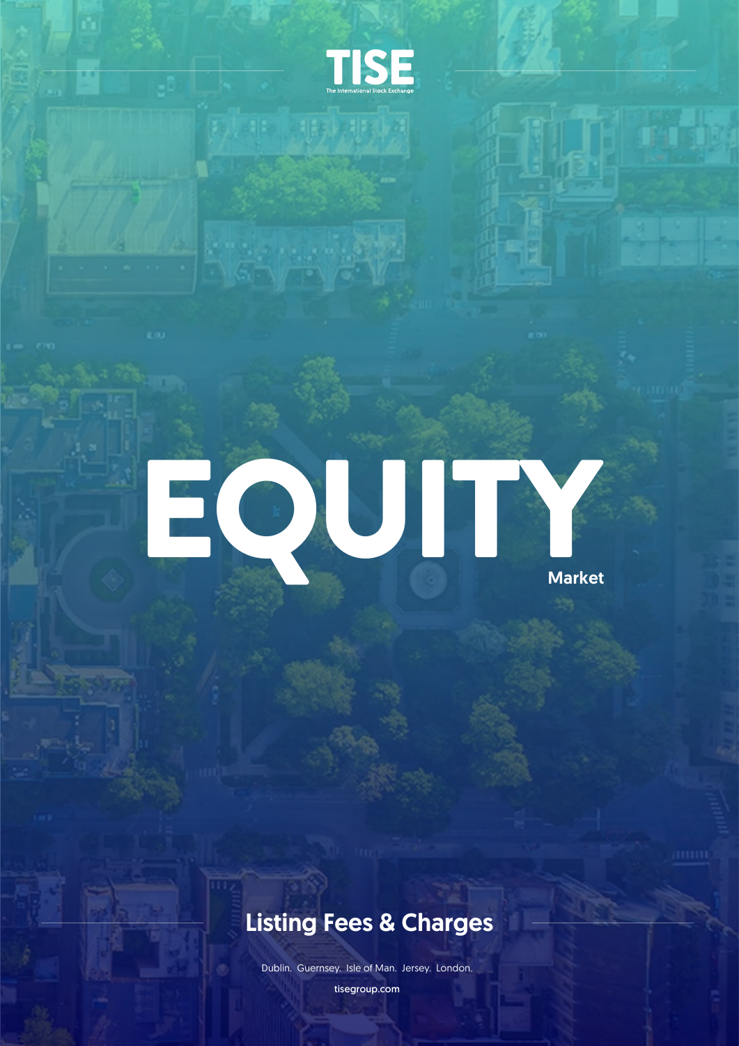# TISE

The International Stock Exchange

# EQUITY

Market

## Listing Fees & Charges

Dublin. Guernsey. Isle of Man. Jersey. London.

tisegroup.com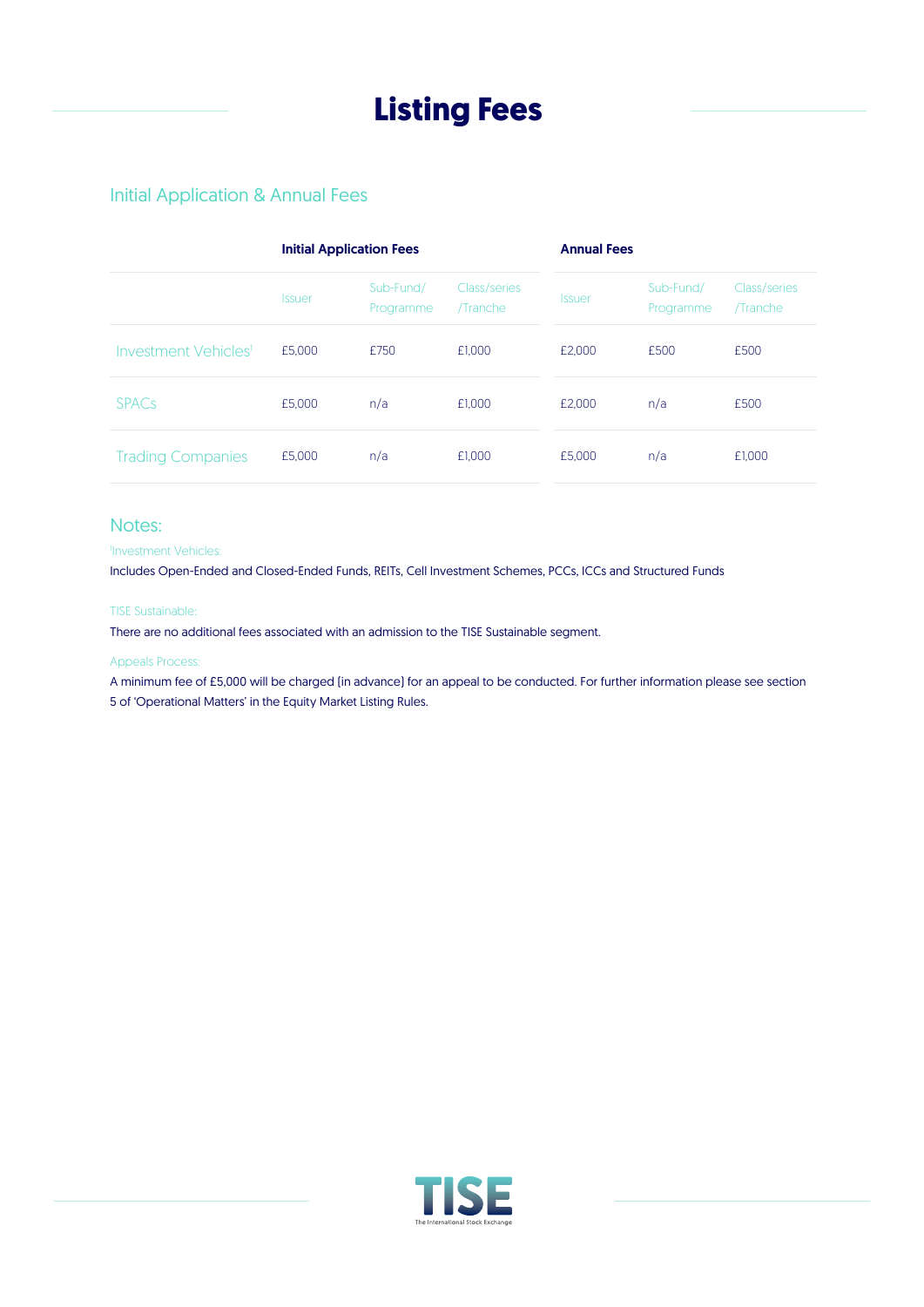# Listing Fees

## Initial Application & Annual Fees

| | Initial Application Fees | | | Annual Fees | | |
|---|---|---|---|---|---|---|
| | Issuer | Sub-Fund/ Programme | Class/series /Tranche | Issuer | Sub-Fund/ Programme | Class/series /Tranche |
| Investment Vehicles[1] | £5,000 | £750 | £1,000 | £2,000 | £500 | £500 |
| SPACs | £5,000 | n/a | £1,000 | £2,000 | n/a | £500 |
| Trading Companies | £5,000 | n/a | £1,000 | £5,000 | n/a | £1,000 |

## Notes:

[1]Investment Vehicles:

Includes Open-Ended and Closed-Ended Funds, REITs, Cell Investment Schemes, PCCs, ICCs and Structured Funds

TISE Sustainable:

There are no additional fees associated with an admission to the TISE Sustainable segment.

Appeals Process:

A minimum fee of £5,000 will be charged (in advance) for an appeal to be conducted. For further information please see section 5 of 'Operational Matters' in the Equity Market Listing Rules.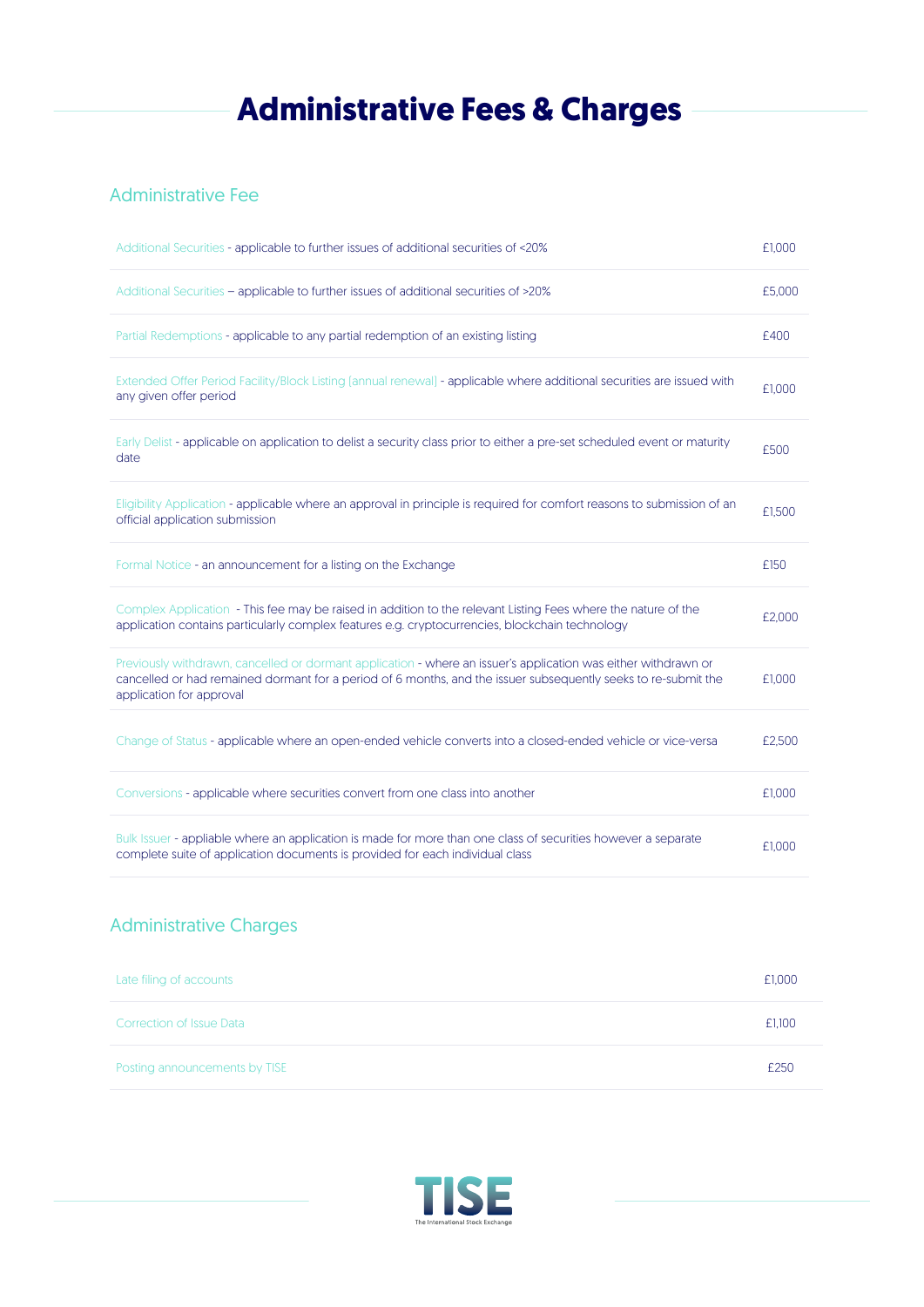# Administrative Fees & Charges

## Administrative Fee

| | |
|---|---|
| Additional Securities - applicable to further issues of additional securities of <20% | £1,000 |
| Additional Securities – applicable to further issues of additional securities of >20% | £5,000 |
| Partial Redemptions - applicable to any partial redemption of an existing listing | £400 |
| Extended Offer Period Facility/Block Listing [annual renewal] - applicable where additional securities are issued with any given offer period | £1,000 |
| Early Delist - applicable on application to delist a security class prior to either a pre-set scheduled event or maturity date | £500 |
| Eligibility Application - applicable where an approval in principle is required for comfort reasons to submission of an official application submission | £1,500 |
| Formal Notice - an announcement for a listing on the Exchange | £150 |
| Complex Application - This fee may be raised in addition to the relevant Listing Fees where the nature of the application contains particularly complex features e.g. cryptocurrencies, blockchain technology | £2,000 |
| Previously withdrawn, cancelled or dormant application - where an issuer's application was either withdrawn or cancelled or had remained dormant for a period of 6 months, and the issuer subsequently seeks to re-submit the application for approval | £1,000 |
| Change of Status - applicable where an open-ended vehicle converts into a closed-ended vehicle or vice-versa | £2,500 |
| Conversions - applicable where securities convert from one class into another | £1,000 |
| Bulk Issuer - appliable where an application is made for more than one class of securities however a separate complete suite of application documents is provided for each individual class | £1,000 |

## Administrative Charges

| | |
|---|---|
| Late filing of accounts | £1,000 |
| Correction of Issue Data | £1,100 |
| Posting announcements by TISE | £250 |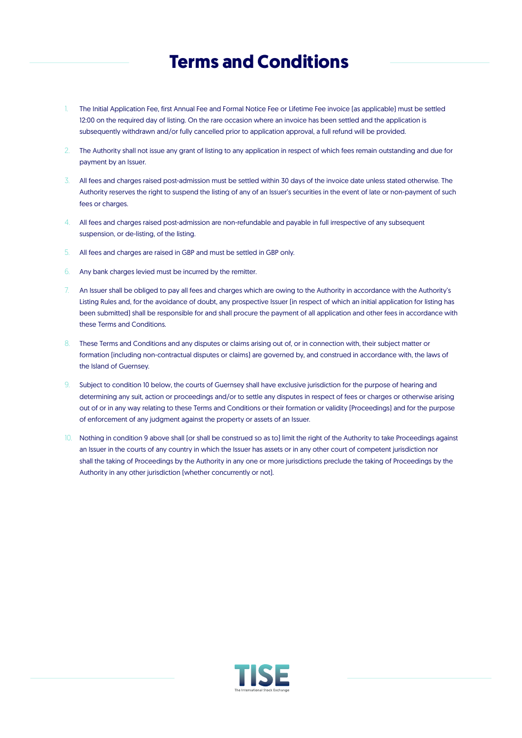# Terms and Conditions

1. The Initial Application Fee, first Annual Fee and Formal Notice Fee or Lifetime Fee invoice (as applicable) must be settled 12:00 on the required day of listing. On the rare occasion where an invoice has been settled and the application is subsequently withdrawn and/or fully cancelled prior to application approval, a full refund will be provided.

2. The Authority shall not issue any grant of listing to any application in respect of which fees remain outstanding and due for payment by an Issuer.

3. All fees and charges raised post-admission must be settled within 30 days of the invoice date unless stated otherwise. The Authority reserves the right to suspend the listing of any of an Issuer's securities in the event of late or non-payment of such fees or charges.

4. All fees and charges raised post-admission are non-refundable and payable in full irrespective of any subsequent suspension, or de-listing, of the listing.

5. All fees and charges are raised in GBP and must be settled in GBP only.

6. Any bank charges levied must be incurred by the remitter.

7. An Issuer shall be obliged to pay all fees and charges which are owing to the Authority in accordance with the Authority's Listing Rules and, for the avoidance of doubt, any prospective Issuer (in respect of which an initial application for listing has been submitted) shall be responsible for and shall procure the payment of all application and other fees in accordance with these Terms and Conditions.

8. These Terms and Conditions and any disputes or claims arising out of, or in connection with, their subject matter or formation (including non-contractual disputes or claims) are governed by, and construed in accordance with, the laws of the Island of Guernsey.

9. Subject to condition 10 below, the courts of Guernsey shall have exclusive jurisdiction for the purpose of hearing and determining any suit, action or proceedings and/or to settle any disputes in respect of fees or charges or otherwise arising out of or in any way relating to these Terms and Conditions or their formation or validity (Proceedings) and for the purpose of enforcement of any judgment against the property or assets of an Issuer.

10. Nothing in condition 9 above shall (or shall be construed so as to) limit the right of the Authority to take Proceedings against an Issuer in the courts of any country in which the Issuer has assets or in any other court of competent jurisdiction nor shall the taking of Proceedings by the Authority in any one or more jurisdictions preclude the taking of Proceedings by the Authority in any other jurisdiction (whether concurrently or not).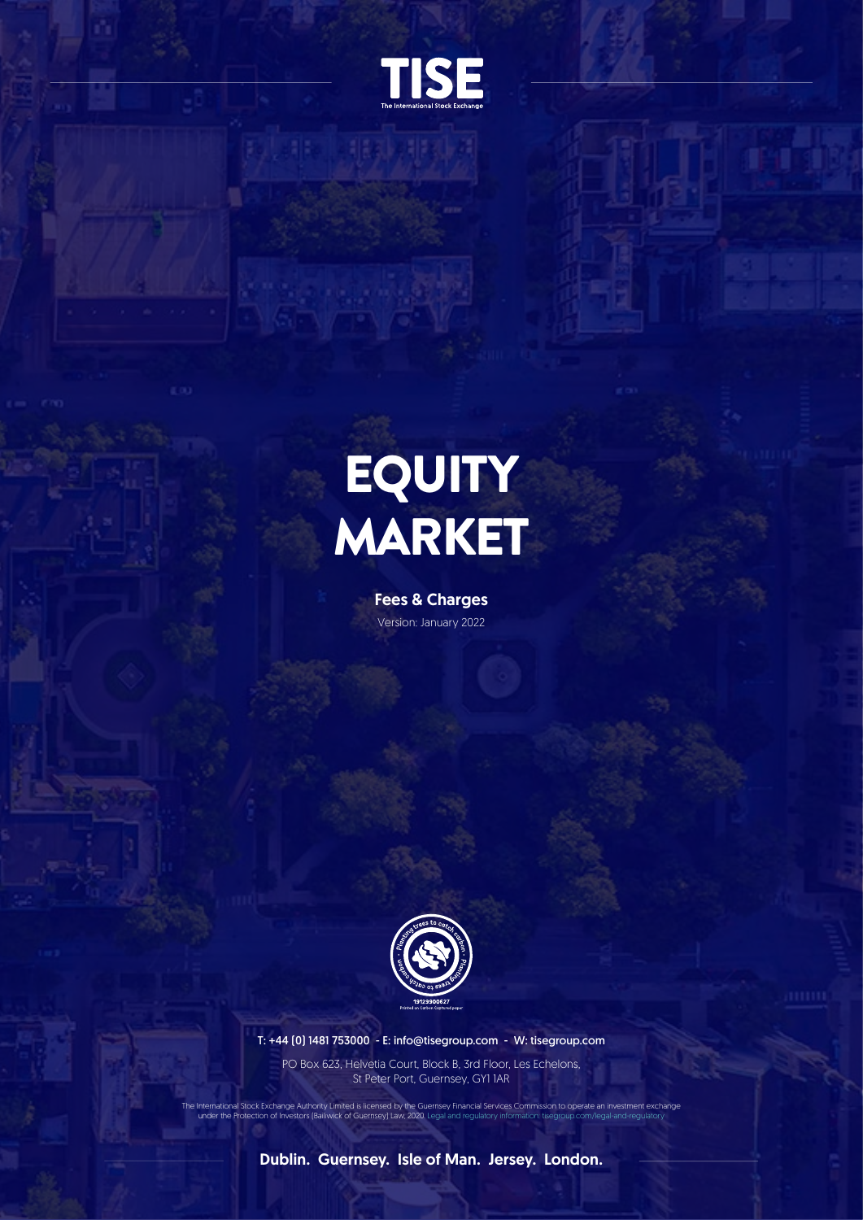# TISE

The International Stock Exchange

# EQUITY MARKET

**Fees & Charges**

Version: January 2022

Planting trees to catch carbon

19129900627

Printed on Carbon Captured paper

T: +44 (0) 1481 753000 - E: info@tisegroup.com - W: tisegroup.com

PO Box 623, Helvetia Court, Block B, 3rd Floor, Les Echelons, St Peter Port, Guernsey, GY1 1AR

The International Stock Exchange Authority Limited is licensed by the Guernsey Financial Services Commission to operate an investment exchange under the Protection of Investors (Bailiwick of Guernsey) Law, 2020. Legal and regulatory information: tisegroup.com/legal-and-regulatory

**Dublin. Guernsey. Isle of Man. Jersey. London.**